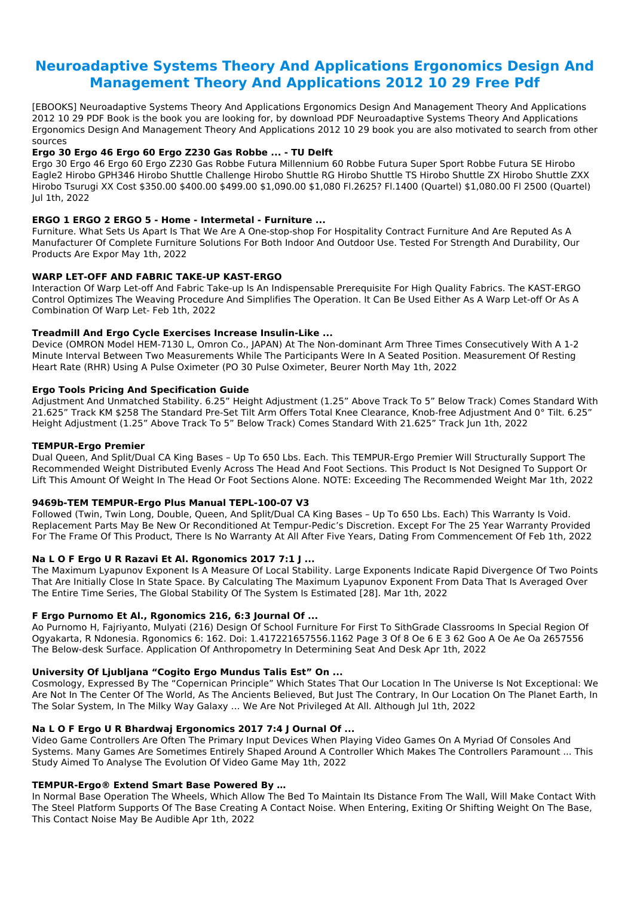# Neuroadaptive Systems Theory And Applications Ergonomics Design And Management Theory And Applications 2012 10 29 Free Pdf

[EBOOKS] Neuroadaptive Systems Theory And Applications Ergonomics Design And Management Theory And Applications 2012 10 29 PDF Book is the book you are looking for, by download PDF Neuroadaptive Systems Theory And Applications Ergonomics Design And Management Theory And Applications 2012 10 29 book you are also motivated to search from other sources

### Ergo 30 Ergo 46 Ergo 60 Ergo Z230 Gas Robbe ... - TU Delft

Ergo 30 Ergo 46 Ergo 60 Ergo Z230 Gas Robbe Futura Millennium 60 Robbe Futura Super Sport Robbe Futura SE Hirobo Eagle2 Hirobo GPH346 Hirobo Shuttle Challenge Hirobo Shuttle RG Hirobo Shuttle TS Hirobo Shuttle ZX Hirobo Shuttle ZXX Hirobo Tsurugi XX Cost $350.00 $400.00 $499.00 $1,090.00 $1,080 Fl.2625? Fl.1400 (Quartel) $1,080.00 Fl 2500 (Quartel) Jul 1th, 2022

### ERGO 1 ERGO 2 ERGO 5 - Home - Intermetal - Furniture ...

Furniture. What Sets Us Apart Is That We Are A One-stop-shop For Hospitality Contract Furniture And Are Reputed As A Manufacturer Of Complete Furniture Solutions For Both Indoor And Outdoor Use. Tested For Strength And Durability, Our Products Are Expor May 1th, 2022

### WARP LET-OFF AND FABRIC TAKE-UP KAST-ERGO

Interaction Of Warp Let-off And Fabric Take-up Is An Indispensable Prerequisite For High Quality Fabrics. The KAST-ERGO Control Optimizes The Weaving Procedure And Simplifies The Operation. It Can Be Used Either As A Warp Let-off Or As A Combination Of Warp Let- Feb 1th, 2022

### Treadmill And Ergo Cycle Exercises Increase Insulin-Like ...

Device (OMRON Model HEM-7130 L, Omron Co., JAPAN) At The Non-dominant Arm Three Times Consecutively With A 1-2 Minute Interval Between Two Measurements While The Participants Were In A Seated Position. Measurement Of Resting Heart Rate (RHR) Using A Pulse Oximeter (PO 30 Pulse Oximeter, Beurer North May 1th, 2022

### Ergo Tools Pricing And Specification Guide

Adjustment And Unmatched Stability. 6.25" Height Adjustment (1.25" Above Track To 5" Below Track) Comes Standard With 21.625" Track KM $258 The Standard Pre-Set Tilt Arm Offers Total Knee Clearance, Knob-free Adjustment And 0° Tilt. 6.25" Height Adjustment (1.25" Above Track To 5" Below Track) Comes Standard With 21.625" Track Jun 1th, 2022

### TEMPUR-Ergo Premier

Dual Queen, And Split/Dual CA King Bases – Up To 650 Lbs. Each. This TEMPUR-Ergo Premier Will Structurally Support The Recommended Weight Distributed Evenly Across The Head And Foot Sections. This Product Is Not Designed To Support Or Lift This Amount Of Weight In The Head Or Foot Sections Alone. NOTE: Exceeding The Recommended Weight Mar 1th, 2022

### 9469b-TEM TEMPUR-Ergo Plus Manual TEPL-100-07 V3

Followed (Twin, Twin Long, Double, Queen, And Split/Dual CA King Bases – Up To 650 Lbs. Each) This Warranty Is Void. Replacement Parts May Be New Or Reconditioned At Tempur-Pedic's Discretion. Except For The 25 Year Warranty Provided For The Frame Of This Product, There Is No Warranty At All After Five Years, Dating From Commencement Of Feb 1th, 2022

### Na L O F Ergo U R Razavi Et Al. Rgonomics 2017 7:1 J ...

The Maximum Lyapunov Exponent Is A Measure Of Local Stability. Large Exponents Indicate Rapid Divergence Of Two Points That Are Initially Close In State Space. By Calculating The Maximum Lyapunov Exponent From Data That Is Averaged Over The Entire Time Series, The Global Stability Of The System Is Estimated [28]. Mar 1th, 2022

### F Ergo Purnomo Et Al., Rgonomics 216, 6:3 Journal Of ...

Ao Purnomo H, Fajriyanto, Mulyati (216) Design Of School Furniture For First To SithGrade Classrooms In Special Region Of Ogyakarta, R Ndonesia. Rgonomics 6: 162. Doi: 1.417221657556.1162 Page 3 Of 8 Oe 6 E 3 62 Goo A Oe Ae Oa 2657556 The Below-desk Surface. Application Of Anthropometry In Determining Seat And Desk Apr 1th, 2022

### University Of Ljubljana "Cogito Ergo Mundus Talis Est" On ...

Cosmology, Expressed By The "Copernican Principle" Which States That Our Location In The Universe Is Not Exceptional: We Are Not In The Center Of The World, As The Ancients Believed, But Just The Contrary, In Our Location On The Planet Earth, In The Solar System, In The Milky Way Galaxy ... We Are Not Privileged At All. Although Jul 1th, 2022

### Na L O F Ergo U R Bhardwaj Ergonomics 2017 7:4 J Ournal Of ...

Video Game Controllers Are Often The Primary Input Devices When Playing Video Games On A Myriad Of Consoles And Systems. Many Games Are Sometimes Entirely Shaped Around A Controller Which Makes The Controllers Paramount ... This Study Aimed To Analyse The Evolution Of Video Game May 1th, 2022

### TEMPUR-Ergo® Extend Smart Base Powered By …

In Normal Base Operation The Wheels, Which Allow The Bed To Maintain Its Distance From The Wall, Will Make Contact With The Steel Platform Supports Of The Base Creating A Contact Noise. When Entering, Exiting Or Shifting Weight On The Base, This Contact Noise May Be Audible Apr 1th, 2022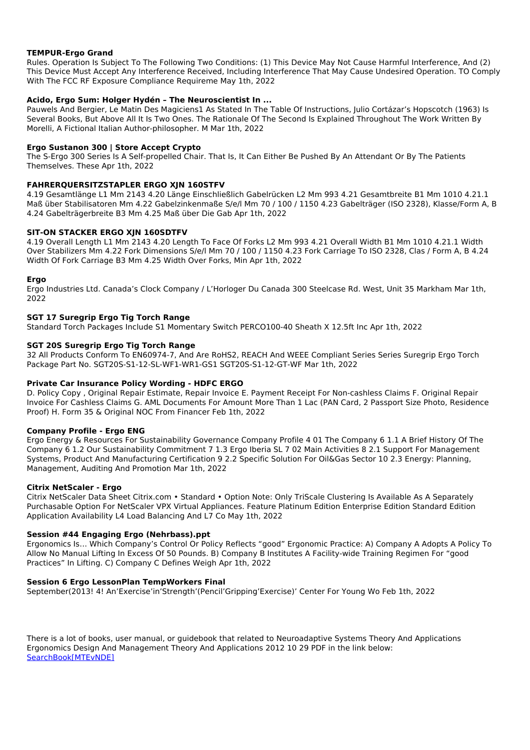**TEMPUR-Ergo Grand**

Rules. Operation Is Subject To The Following Two Conditions: (1) This Device May Not Cause Harmful Interference, And (2) This Device Must Accept Any Interference Received, Including Interference That May Cause Undesired Operation. TO Comply With The FCC RF Exposure Compliance Requireme May 1th, 2022

**Acido, Ergo Sum: Holger Hydén – The Neuroscientist In ...**

Pauwels And Bergier, Le Matin Des Magiciens1 As Stated In The Table Of Instructions, Julio Cortázar's Hopscotch (1963) Is Several Books, But Above All It Is Two Ones. The Rationale Of The Second Is Explained Throughout The Work Written By Morelli, A Fictional Italian Author-philosopher. M Mar 1th, 2022

**Ergo Sustanon 300 | Store Accept Crypto**

The S-Ergo 300 Series Is A Self-propelled Chair. That Is, It Can Either Be Pushed By An Attendant Or By The Patients Themselves. These Apr 1th, 2022

**FAHRERQUERSITZSTAPLER ERGO XJN 160STFV**

4.19 Gesamtlänge L1 Mm 2143 4.20 Länge Einschließlich Gabelrücken L2 Mm 993 4.21 Gesamtbreite B1 Mm 1010 4.21.1 Maß über Stabilisatoren Mm 4.22 Gabelzinkenmaße S/e/l Mm 70 / 100 / 1150 4.23 Gabelträger (ISO 2328), Klasse/Form A, B 4.24 Gabelträgerbreite B3 Mm 4.25 Maß über Die Gab Apr 1th, 2022

**SIT-ON STACKER ERGO XJN 160SDTFV**

4.19 Overall Length L1 Mm 2143 4.20 Length To Face Of Forks L2 Mm 993 4.21 Overall Width B1 Mm 1010 4.21.1 Width Over Stabilizers Mm 4.22 Fork Dimensions S/e/l Mm 70 / 100 / 1150 4.23 Fork Carriage To ISO 2328, Clas / Form A, B 4.24 Width Of Fork Carriage B3 Mm 4.25 Width Over Forks, Min Apr 1th, 2022

**Ergo**

Ergo Industries Ltd. Canada's Clock Company / L'Horloger Du Canada 300 Steelcase Rd. West, Unit 35 Markham Mar 1th, 2022

**SGT 17 Suregrip Ergo Tig Torch Range**

Standard Torch Packages Include S1 Momentary Switch PERCO100-40 Sheath X 12.5ft Inc Apr 1th, 2022

**SGT 20S Suregrip Ergo Tig Torch Range**

32 All Products Conform To EN60974-7, And Are RoHS2, REACH And WEEE Compliant Series Series Suregrip Ergo Torch Package Part No. SGT20S-S1-12-SL-WF1-WR1-GS1 SGT20S-S1-12-GT-WF Mar 1th, 2022

**Private Car Insurance Policy Wording - HDFC ERGO**

D. Policy Copy , Original Repair Estimate, Repair Invoice E. Payment Receipt For Non-cashless Claims F. Original Repair Invoice For Cashless Claims G. AML Documents For Amount More Than 1 Lac (PAN Card, 2 Passport Size Photo, Residence Proof) H. Form 35 & Original NOC From Financer Feb 1th, 2022

**Company Profile - Ergo ENG**

Ergo Energy & Resources For Sustainability Governance Company Profile 4 01 The Company 6 1.1 A Brief History Of The Company 6 1.2 Our Sustainability Commitment 7 1.3 Ergo Iberia SL 7 02 Main Activities 8 2.1 Support For Management Systems, Product And Manufacturing Certification 9 2.2 Specific Solution For Oil&Gas Sector 10 2.3 Energy: Planning, Management, Auditing And Promotion Mar 1th, 2022

**Citrix NetScaler - Ergo**

Citrix NetScaler Data Sheet Citrix.com • Standard • Option Note: Only TriScale Clustering Is Available As A Separately Purchasable Option For NetScaler VPX Virtual Appliances. Feature Platinum Edition Enterprise Edition Standard Edition Application Availability L4 Load Balancing And L7 Co May 1th, 2022

**Session #44 Engaging Ergo (Nehrbass).ppt**

Ergonomics Is… Which Company's Control Or Policy Reflects "good" Ergonomic Practice: A) Company A Adopts A Policy To Allow No Manual Lifting In Excess Of 50 Pounds. B) Company B Institutes A Facility-wide Training Regimen For "good Practices" In Lifting. C) Company C Defines Weigh Apr 1th, 2022

**Session 6 Ergo LessonPlan TempWorkers Final**

September(2013! 4! An'Exercise'in'Strength'(Pencil'Gripping'Exercise)' Center For Young Wo Feb 1th, 2022

There is a lot of books, user manual, or guidebook that related to Neuroadaptive Systems Theory And Applications Ergonomics Design And Management Theory And Applications 2012 10 29 PDF in the link below:
SearchBook[MTEvNDE]